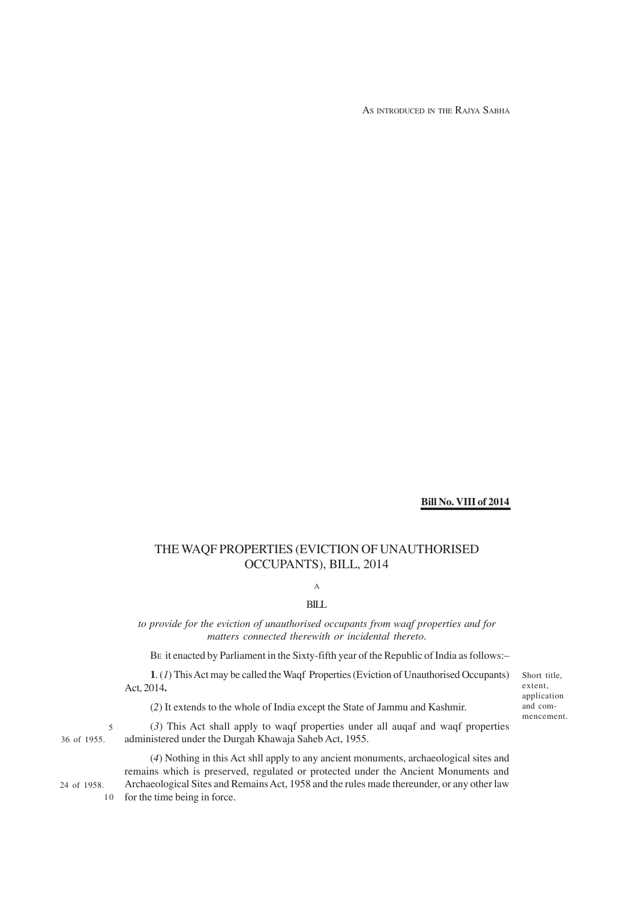AS INTRODUCED IN THE RAJYA SABHA

**Bill No. VIII of 2014**

# THE WAQF PROPERTIES (EVICTION OF UNAUTHORISED OCCUPANTS), BILL, 2014

A

BILL

*to provide for the eviction of unauthorised occupants from waqf properties and for matters connected therewith or incidental thereto.*

BE it enacted by Parliament in the Sixty-fifth year of the Republic of India as follows:–

Short title, extent, application and commencement.

**1**. (*1*) This Act may be called the Waqf Properties (Eviction of Unauthorised Occupants) Act, 2014**.**

(*2*) It extends to the whole of India except the State of Jammu and Kashmir.

(*3*) This Act shall apply to waqf properties under all auqaf and waqf properties administered under the Durgah Khawaja Saheb Act, 1955. (36 of 1955.)

(*4*) Nothing in this Act shll apply to any ancient monuments, archaeological sites and remains which is preserved, regulated or protected under the Ancient Monuments and Archaeological Sites and Remains Act, 1958 (24 of 1958.) and the rules made thereunder, or any other law for the time being in force.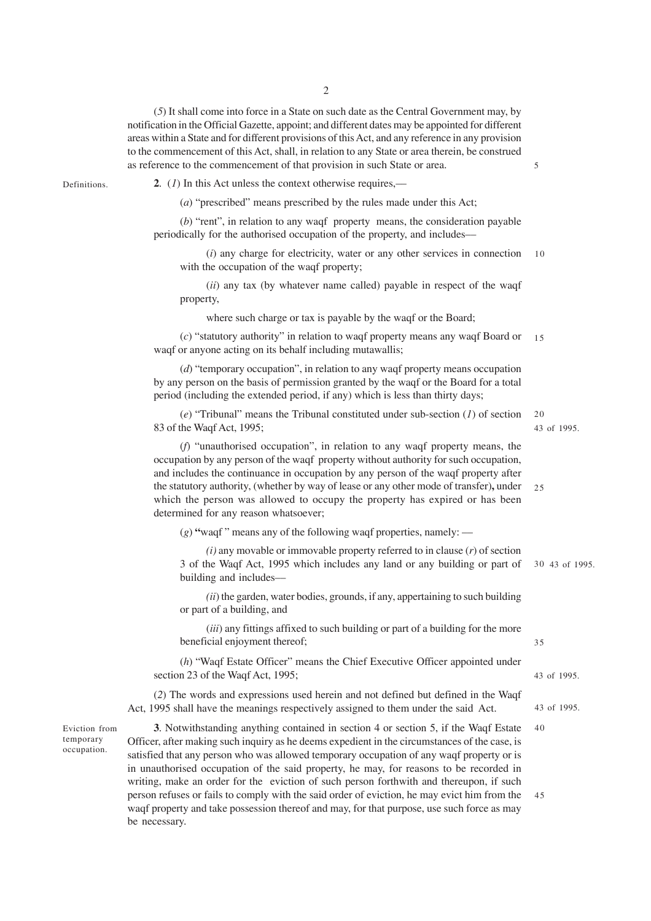(*5*) It shall come into force in a State on such date as the Central Government may, by notification in the Official Gazette, appoint; and different dates may be appointed for different areas within a State and for different provisions of this Act, and any reference in any provision to the commencement of this Act, shall, in relation to any State or area therein, be construed as reference to the commencement of that provision in such State or area.

Definitions.

**2**. (*1*) In this Act unless the context otherwise requires,—

(*a*) "prescribed" means prescribed by the rules made under this Act;

(*b*) "rent", in relation to any waqf property means, the consideration payable periodically for the authorised occupation of the property, and includes—

(*i*) any charge for electricity, water or any other services in connection with the occupation of the waqf property;

(*ii*) any tax (by whatever name called) payable in respect of the waqf property,

where such charge or tax is payable by the waqf or the Board;

(*c*) "statutory authority" in relation to waqf property means any waqf Board or waqf or anyone acting on its behalf including mutawallis;

(*d*) "temporary occupation", in relation to any waqf property means occupation by any person on the basis of permission granted by the waqf or the Board for a total period (including the extended period, if any) which is less than thirty days;

(*e*) "Tribunal" means the Tribunal constituted under sub-section (*1*) of section 83 of the Waqf Act, 1995;

43 of 1995.

(*f*) "unauthorised occupation", in relation to any waqf property means, the occupation by any person of the waqf property without authority for such occupation, and includes the continuance in occupation by any person of the waqf property after the statutory authority, (whether by way of lease or any other mode of transfer)**,** under which the person was allowed to occupy the property has expired or has been determined for any reason whatsoever;

(*g*) **"**waqf " means any of the following waqf properties, namely: —

*(i)* any movable or immovable property referred to in clause (*r*) of section 3 of the Waqf Act, 1995 which includes any land or any building or part of building and includes—

43 of 1995.

*(ii)* the garden, water bodies, grounds, if any, appertaining to such building or part of a building, and

(*iii*) any fittings affixed to such building or part of a building for the more beneficial enjoyment thereof;

(*h*) "Waqf Estate Officer" means the Chief Executive Officer appointed under section 23 of the Waqf Act, 1995;

43 of 1995.

(*2*) The words and expressions used herein and not defined but defined in the Waqf Act, 1995 shall have the meanings respectively assigned to them under the said Act.

43 of 1995.

Eviction from temporary occupation.

**3**. Notwithstanding anything contained in section 4 or section 5, if the Waqf Estate Officer, after making such inquiry as he deems expedient in the circumstances of the case, is satisfied that any person who was allowed temporary occupation of any waqf property or is in unauthorised occupation of the said property, he may, for reasons to be recorded in writing, make an order for the eviction of such person forthwith and thereupon, if such person refuses or fails to comply with the said order of eviction, he may evict him from the waqf property and take possession thereof and may, for that purpose, use such force as may be necessary.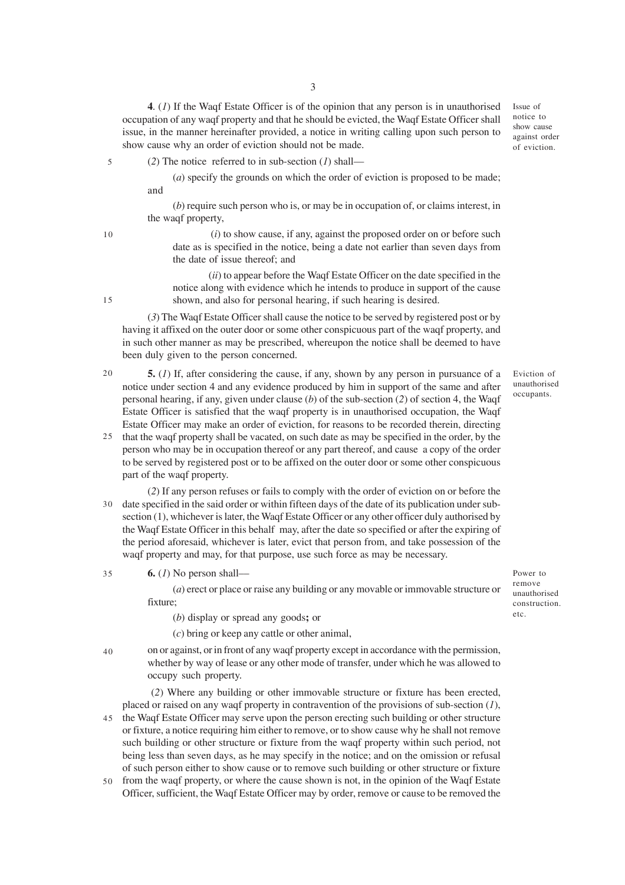**4**. (*1*) If the Waqf Estate Officer is of the opinion that any person is in unauthorised occupation of any waqf property and that he should be evicted, the Waqf Estate Officer shall issue, in the manner hereinafter provided, a notice in writing calling upon such person to show cause why an order of eviction should not be made.

Issue of notice to show cause against order of eviction.

(*2*) The notice referred to in sub-section (*1*) shall—

(*a*) specify the grounds on which the order of eviction is proposed to be made; and

(*b*) require such person who is, or may be in occupation of, or claims interest, in the waqf property,

(*i*) to show cause, if any, against the proposed order on or before such date as is specified in the notice, being a date not earlier than seven days from the date of issue thereof; and

(*ii*) to appear before the Waqf Estate Officer on the date specified in the notice along with evidence which he intends to produce in support of the cause shown, and also for personal hearing, if such hearing is desired.

(*3*) The Waqf Estate Officer shall cause the notice to be served by registered post or by having it affixed on the outer door or some other conspicuous part of the waqf property, and in such other manner as may be prescribed, whereupon the notice shall be deemed to have been duly given to the person concerned.

**5.** (*1*) If, after considering the cause, if any, shown by any person in pursuance of a notice under section 4 and any evidence produced by him in support of the same and after personal hearing, if any, given under clause (*b*) of the sub-section (*2*) of section 4, the Waqf Estate Officer is satisfied that the waqf property is in unauthorised occupation, the Waqf Estate Officer may make an order of eviction, for reasons to be recorded therein, directing that the waqf property shall be vacated, on such date as may be specified in the order, by the person who may be in occupation thereof or any part thereof, and cause a copy of the order to be served by registered post or to be affixed on the outer door or some other conspicuous part of the waqf property.

Eviction of unauthorised occupants.

(*2*) If any person refuses or fails to comply with the order of eviction on or before the date specified in the said order or within fifteen days of the date of its publication under sub-section (1), whichever is later, the Waqf Estate Officer or any other officer duly authorised by the Waqf Estate Officer in this behalf may, after the date so specified or after the expiring of the period aforesaid, whichever is later, evict that person from, and take possession of the waqf property and may, for that purpose, use such force as may be necessary.

**6.** (*1*) No person shall—

Power to remove unauthorised construction. etc.

(*a*) erect or place or raise any building or any movable or immovable structure or fixture;

(*b*) display or spread any goods**;** or

(*c*) bring or keep any cattle or other animal,

on or against, or in front of any waqf property except in accordance with the permission, whether by way of lease or any other mode of transfer, under which he was allowed to occupy such property.

(*2*) Where any building or other immovable structure or fixture has been erected, placed or raised on any waqf property in contravention of the provisions of sub-section (*1*), the Waqf Estate Officer may serve upon the person erecting such building or other structure or fixture, a notice requiring him either to remove, or to show cause why he shall not remove such building or other structure or fixture from the waqf property within such period, not being less than seven days, as he may specify in the notice; and on the omission or refusal of such person either to show cause or to remove such building or other structure or fixture from the waqf property, or where the cause shown is not, in the opinion of the Waqf Estate Officer, sufficient, the Waqf Estate Officer may by order, remove or cause to be removed the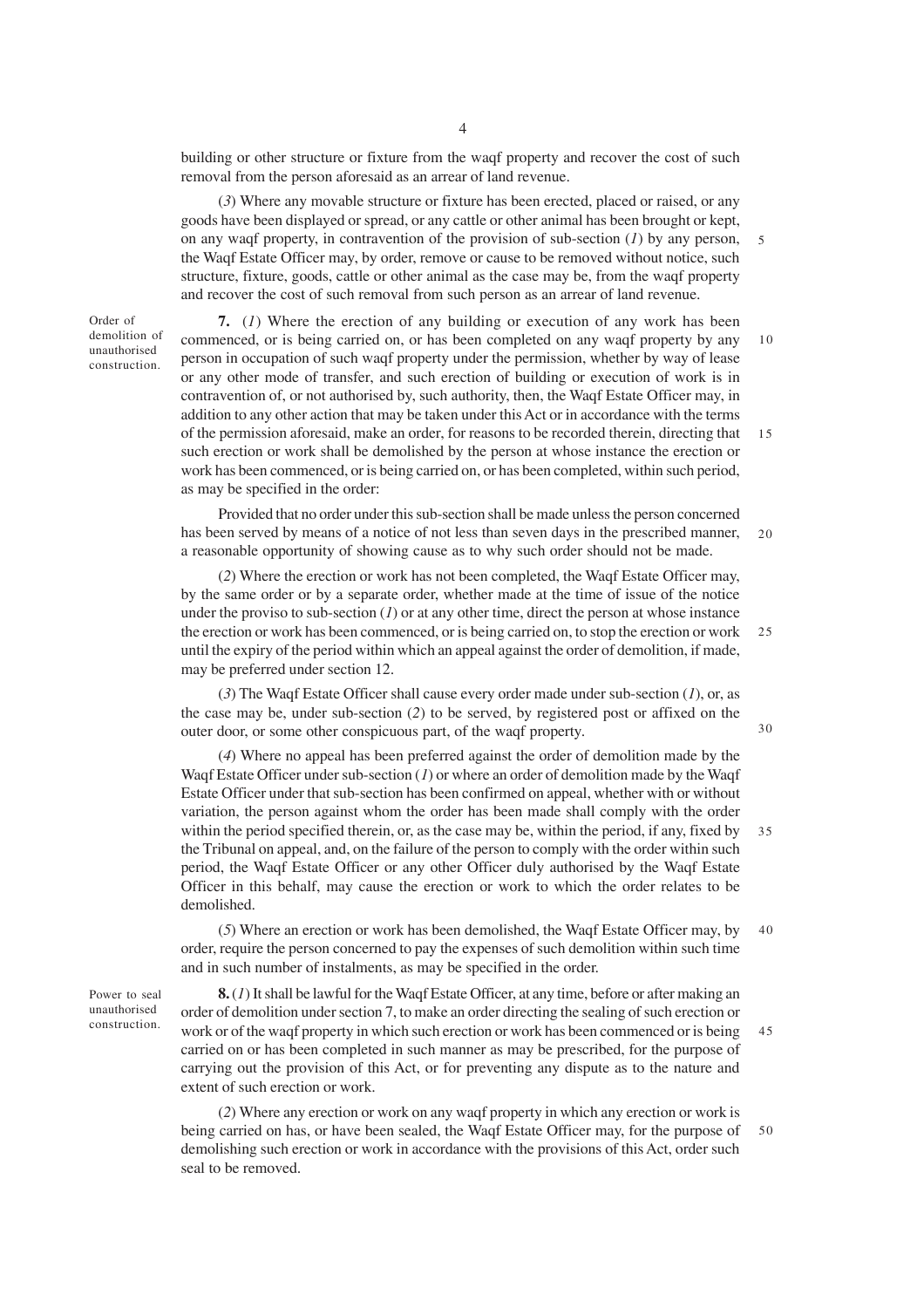building or other structure or fixture from the waqf property and recover the cost of such removal from the person aforesaid as an arrear of land revenue.

(*3*) Where any movable structure or fixture has been erected, placed or raised, or any goods have been displayed or spread, or any cattle or other animal has been brought or kept, on any waqf property, in contravention of the provision of sub-section (*1*) by any person, the Waqf Estate Officer may, by order, remove or cause to be removed without notice, such structure, fixture, goods, cattle or other animal as the case may be, from the waqf property and recover the cost of such removal from such person as an arrear of land revenue.

*Order of demolition of unauthorised construction.*

**7.** (*1*) Where the erection of any building or execution of any work has been commenced, or is being carried on, or has been completed on any waqf property by any person in occupation of such waqf property under the permission, whether by way of lease or any other mode of transfer, and such erection of building or execution of work is in contravention of, or not authorised by, such authority, then, the Waqf Estate Officer may, in addition to any other action that may be taken under this Act or in accordance with the terms of the permission aforesaid, make an order, for reasons to be recorded therein, directing that such erection or work shall be demolished by the person at whose instance the erection or work has been commenced, or is being carried on, or has been completed, within such period, as may be specified in the order:

Provided that no order under this sub-section shall be made unless the person concerned has been served by means of a notice of not less than seven days in the prescribed manner, a reasonable opportunity of showing cause as to why such order should not be made.

(*2*) Where the erection or work has not been completed, the Waqf Estate Officer may, by the same order or by a separate order, whether made at the time of issue of the notice under the proviso to sub-section (*1*) or at any other time, direct the person at whose instance the erection or work has been commenced, or is being carried on, to stop the erection or work until the expiry of the period within which an appeal against the order of demolition, if made, may be preferred under section 12.

(*3*) The Waqf Estate Officer shall cause every order made under sub-section (*1*), or, as the case may be, under sub-section (*2*) to be served, by registered post or affixed on the outer door, or some other conspicuous part, of the waqf property.

(*4*) Where no appeal has been preferred against the order of demolition made by the Waqf Estate Officer under sub-section (*1*) or where an order of demolition made by the Waqf Estate Officer under that sub-section has been confirmed on appeal, whether with or without variation, the person against whom the order has been made shall comply with the order within the period specified therein, or, as the case may be, within the period, if any, fixed by the Tribunal on appeal, and, on the failure of the person to comply with the order within such period, the Waqf Estate Officer or any other Officer duly authorised by the Waqf Estate Officer in this behalf, may cause the erection or work to which the order relates to be demolished.

(*5*) Where an erection or work has been demolished, the Waqf Estate Officer may, by order, require the person concerned to pay the expenses of such demolition within such time and in such number of instalments, as may be specified in the order.

*Power to seal unauthorised construction.*

**8.** (*1*) It shall be lawful for the Waqf Estate Officer, at any time, before or after making an order of demolition under section 7, to make an order directing the sealing of such erection or work or of the waqf property in which such erection or work has been commenced or is being carried on or has been completed in such manner as may be prescribed, for the purpose of carrying out the provision of this Act, or for preventing any dispute as to the nature and extent of such erection or work.

(*2*) Where any erection or work on any waqf property in which any erection or work is being carried on has, or have been sealed, the Waqf Estate Officer may, for the purpose of demolishing such erection or work in accordance with the provisions of this Act, order such seal to be removed.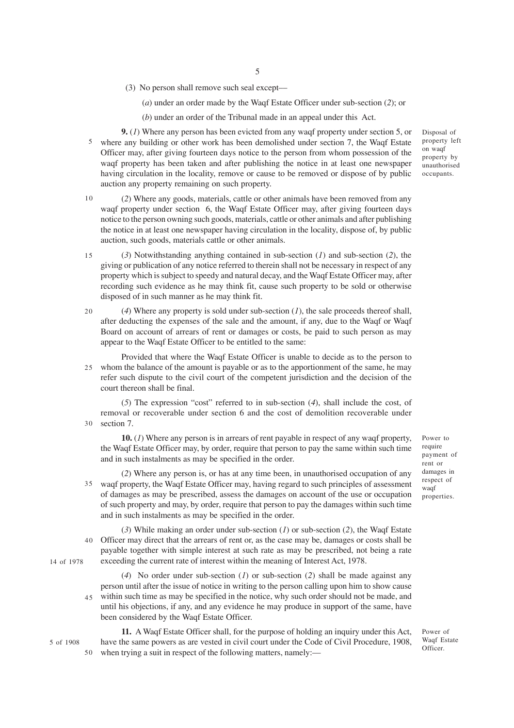(3) No person shall remove such seal except—

(*a*) under an order made by the Waqf Estate Officer under sub-section (*2*); or

(*b*) under an order of the Tribunal made in an appeal under this Act.

Disposal of property left on waqf property by unauthorised occupants.

**9.** (*1*) Where any person has been evicted from any waqf property under section 5, or where any building or other work has been demolished under section 7, the Waqf Estate Officer may, after giving fourteen days notice to the person from whom possession of the waqf property has been taken and after publishing the notice in at least one newspaper having circulation in the locality, remove or cause to be removed or dispose of by public auction any property remaining on such property.

(*2*) Where any goods, materials, cattle or other animals have been removed from any waqf property under section 6, the Waqf Estate Officer may, after giving fourteen days notice to the person owning such goods, materials, cattle or other animals and after publishing the notice in at least one newspaper having circulation in the locality, dispose of, by public auction, such goods, materials cattle or other animals.

(*3*) Notwithstanding anything contained in sub-section (*1*) and sub-section (*2*), the giving or publication of any notice referred to therein shall not be necessary in respect of any property which is subject to speedy and natural decay, and the Waqf Estate Officer may, after recording such evidence as he may think fit, cause such property to be sold or otherwise disposed of in such manner as he may think fit.

(*4*) Where any property is sold under sub-section (*1*), the sale proceeds thereof shall, after deducting the expenses of the sale and the amount, if any, due to the Waqf or Waqf Board on account of arrears of rent or damages or costs, be paid to such person as may appear to the Waqf Estate Officer to be entitled to the same:

Provided that where the Waqf Estate Officer is unable to decide as to the person to whom the balance of the amount is payable or as to the apportionment of the same, he may refer such dispute to the civil court of the competent jurisdiction and the decision of the court thereon shall be final.

(*5*) The expression "cost" referred to in sub-section (*4*), shall include the cost, of removal or recoverable under section 6 and the cost of demolition recoverable under section 7.

Power to require payment of rent or damages in respect of waqf properties.

**10.** (*1*) Where any person is in arrears of rent payable in respect of any waqf property, the Waqf Estate Officer may, by order, require that person to pay the same within such time and in such instalments as may be specified in the order.

(*2*) Where any person is, or has at any time been, in unauthorised occupation of any waqf property, the Waqf Estate Officer may, having regard to such principles of assessment of damages as may be prescribed, assess the damages on account of the use or occupation of such property and may, by order, require that person to pay the damages within such time and in such instalments as may be specified in the order.

(*3*) While making an order under sub-section (*1*) or sub-section (*2*), the Waqf Estate Officer may direct that the arrears of rent or, as the case may be, damages or costs shall be payable together with simple interest at such rate as may be prescribed, not being a rate exceeding the current rate of interest within the meaning of Interest Act, 1978. (14 of 1978)

(*4*) No order under sub-section (*1*) or sub-section (*2*) shall be made against any person until after the issue of notice in writing to the person calling upon him to show cause within such time as may be specified in the notice, why such order should not be made, and until his objections, if any, and any evidence he may produce in support of the same, have been considered by the Waqf Estate Officer.

Power of Waqf Estate Officer.

**11.** A Waqf Estate Officer shall, for the purpose of holding an inquiry under this Act, have the same powers as are vested in civil court under the Code of Civil Procedure, 1908, (5 of 1908) when trying a suit in respect of the following matters, namely:—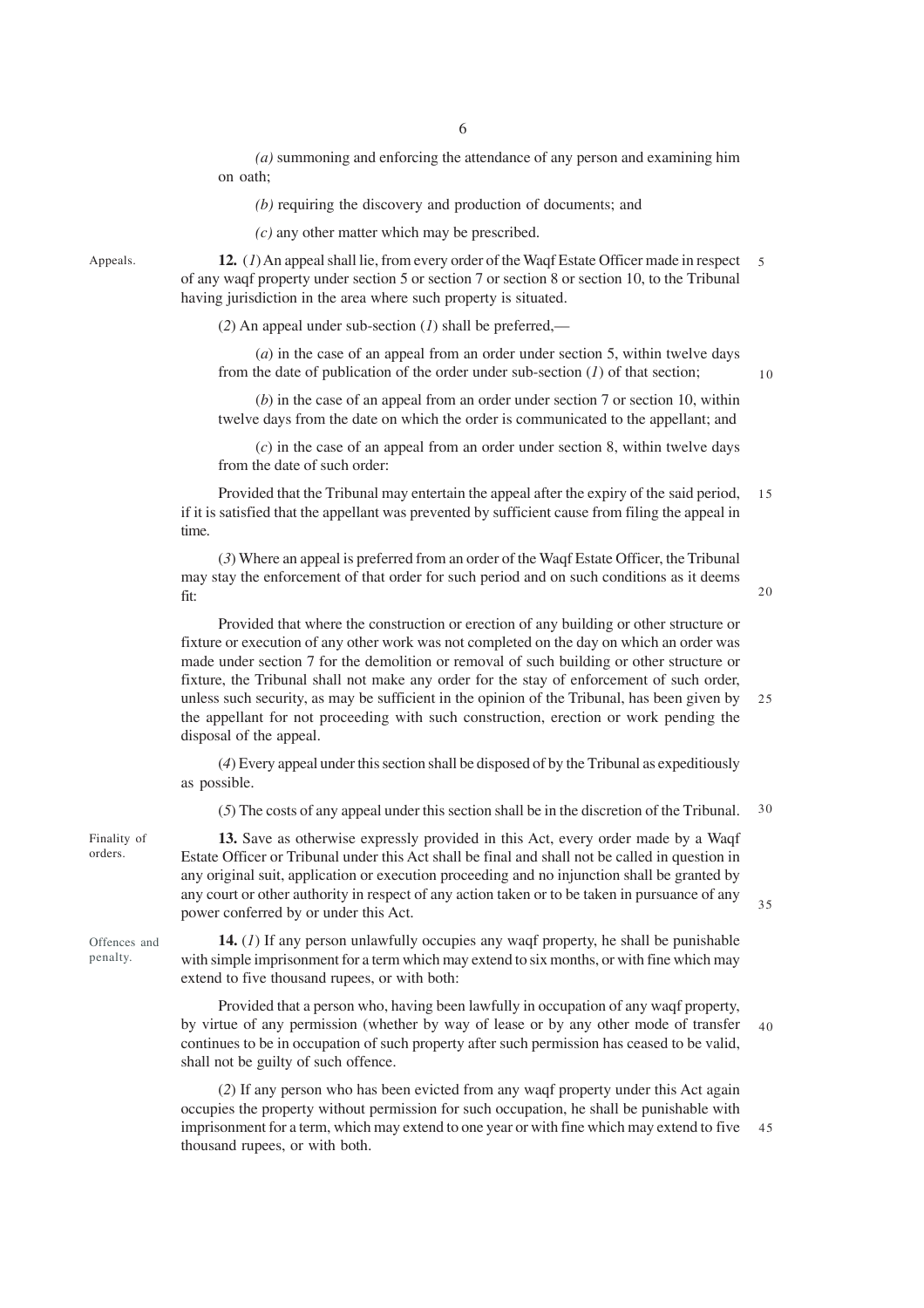(a) summoning and enforcing the attendance of any person and examining him on oath;

(b) requiring the discovery and production of documents; and

(c) any other matter which may be prescribed.

Appeals.

**12.** (*1*) An appeal shall lie, from every order of the Waqf Estate Officer made in respect of any waqf property under section 5 or section 7 or section 8 or section 10, to the Tribunal having jurisdiction in the area where such property is situated.

(*2*) An appeal under sub-section (*1*) shall be preferred,—

(*a*) in the case of an appeal from an order under section 5, within twelve days from the date of publication of the order under sub-section (*1*) of that section;

(*b*) in the case of an appeal from an order under section 7 or section 10, within twelve days from the date on which the order is communicated to the appellant; and

(*c*) in the case of an appeal from an order under section 8, within twelve days from the date of such order:

Provided that the Tribunal may entertain the appeal after the expiry of the said period, if it is satisfied that the appellant was prevented by sufficient cause from filing the appeal in time.

(*3*) Where an appeal is preferred from an order of the Waqf Estate Officer, the Tribunal may stay the enforcement of that order for such period and on such conditions as it deems fit:

Provided that where the construction or erection of any building or other structure or fixture or execution of any other work was not completed on the day on which an order was made under section 7 for the demolition or removal of such building or other structure or fixture, the Tribunal shall not make any order for the stay of enforcement of such order, unless such security, as may be sufficient in the opinion of the Tribunal, has been given by the appellant for not proceeding with such construction, erection or work pending the disposal of the appeal.

(*4*) Every appeal under this section shall be disposed of by the Tribunal as expeditiously as possible.

(*5*) The costs of any appeal under this section shall be in the discretion of the Tribunal.

Finality of orders.

**13.** Save as otherwise expressly provided in this Act, every order made by a Waqf Estate Officer or Tribunal under this Act shall be final and shall not be called in question in any original suit, application or execution proceeding and no injunction shall be granted by any court or other authority in respect of any action taken or to be taken in pursuance of any power conferred by or under this Act.

Offences and penalty.

**14.** (*1*) If any person unlawfully occupies any waqf property, he shall be punishable with simple imprisonment for a term which may extend to six months, or with fine which may extend to five thousand rupees, or with both:

Provided that a person who, having been lawfully in occupation of any waqf property, by virtue of any permission (whether by way of lease or by any other mode of transfer continues to be in occupation of such property after such permission has ceased to be valid, shall not be guilty of such offence.

(*2*) If any person who has been evicted from any waqf property under this Act again occupies the property without permission for such occupation, he shall be punishable with imprisonment for a term, which may extend to one year or with fine which may extend to five thousand rupees, or with both.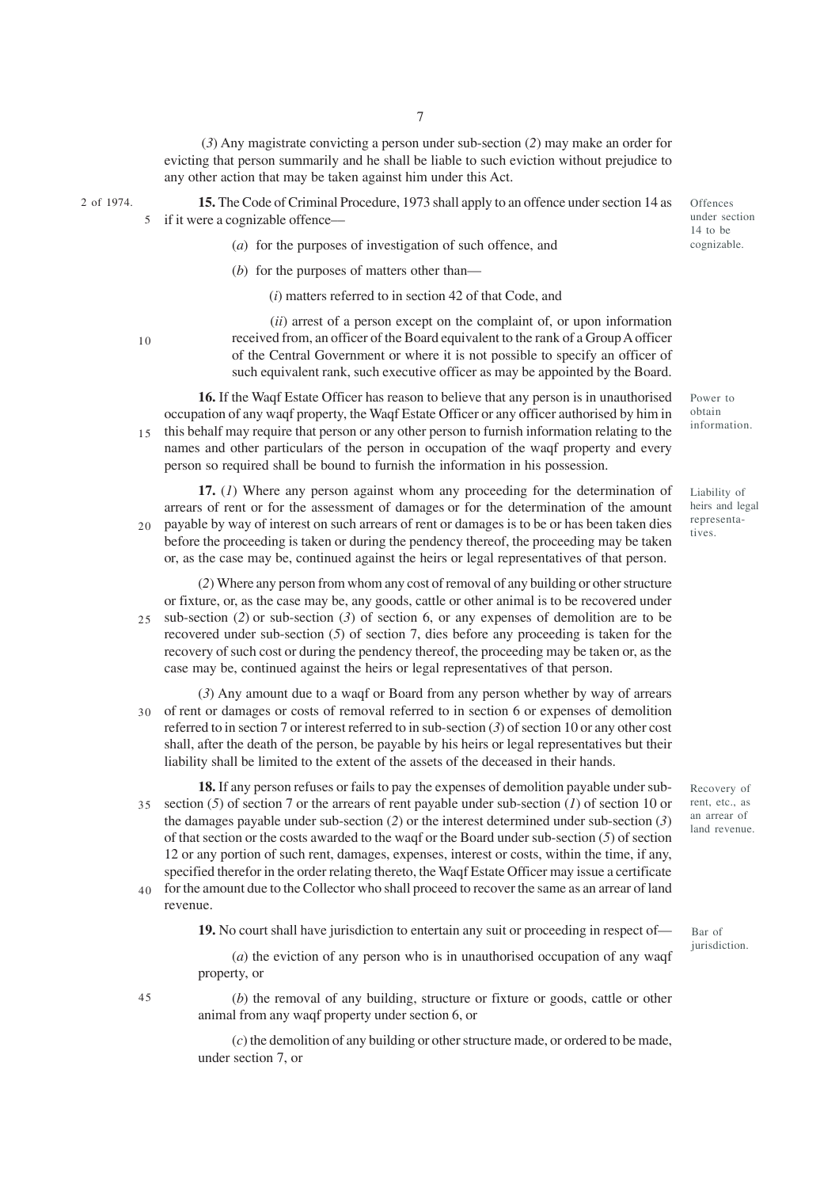(*3*) Any magistrate convicting a person under sub-section (*2*) may make an order for evicting that person summarily and he shall be liable to such eviction without prejudice to any other action that may be taken against him under this Act.

Offences under section 14 to be cognizable.

2 of 1974.

**15.** The Code of Criminal Procedure, 1973 shall apply to an offence under section 14 as if it were a cognizable offence—

(*a*) for the purposes of investigation of such offence, and

(*b*) for the purposes of matters other than—

(*i*) matters referred to in section 42 of that Code, and

(*ii*) arrest of a person except on the complaint of, or upon information received from, an officer of the Board equivalent to the rank of a Group A officer of the Central Government or where it is not possible to specify an officer of such equivalent rank, such executive officer as may be appointed by the Board.

Power to obtain information.

**16.** If the Waqf Estate Officer has reason to believe that any person is in unauthorised occupation of any waqf property, the Waqf Estate Officer or any officer authorised by him in this behalf may require that person or any other person to furnish information relating to the names and other particulars of the person in occupation of the waqf property and every person so required shall be bound to furnish the information in his possession.

Liability of heirs and legal representatives.

**17.** (*1*) Where any person against whom any proceeding for the determination of arrears of rent or for the assessment of damages or for the determination of the amount payable by way of interest on such arrears of rent or damages is to be or has been taken dies before the proceeding is taken or during the pendency thereof, the proceeding may be taken or, as the case may be, continued against the heirs or legal representatives of that person.

(*2*) Where any person from whom any cost of removal of any building or other structure or fixture, or, as the case may be, any goods, cattle or other animal is to be recovered under sub-section (*2*) or sub-section (*3*) of section 6, or any expenses of demolition are to be recovered under sub-section (*5*) of section 7, dies before any proceeding is taken for the recovery of such cost or during the pendency thereto, the proceeding may be taken or, as the case may be, continued against the heirs or legal representatives of that person.

(*3*) Any amount due to a waqf or Board from any person whether by way of arrears of rent or damages or costs of removal referred to in section 6 or expenses of demolition referred to in section 7 or interest referred to in sub-section (*3*) of section 10 or any other cost shall, after the death of the person, be payable by his heirs or legal representatives but their liability shall be limited to the extent of the assets of the deceased in their hands.

Recovery of rent, etc., as an arrear of land revenue.

**18.** If any person refuses or fails to pay the expenses of demolition payable under sub-section (*5*) of section 7 or the arrears of rent payable under sub-section (*1*) of section 10 or the damages payable under sub-section (*2*) or the interest determined under sub-section (*3*) of that section or the costs awarded to the waqf or the Board under sub-section (*5*) of section 12 or any portion of such rent, damages, expenses, interest or costs, within the time, if any, specified therefor in the order relating thereto, the Waqf Estate Officer may issue a certificate for the amount due to the Collector who shall proceed to recover the same as an arrear of land revenue.

Bar of jurisdiction.

**19.** No court shall have jurisdiction to entertain any suit or proceeding in respect of—

(*a*) the eviction of any person who is in unauthorised occupation of any waqf property, or

(*b*) the removal of any building, structure or fixture or goods, cattle or other animal from any waqf property under section 6, or

(*c*) the demolition of any building or other structure made, or ordered to be made, under section 7, or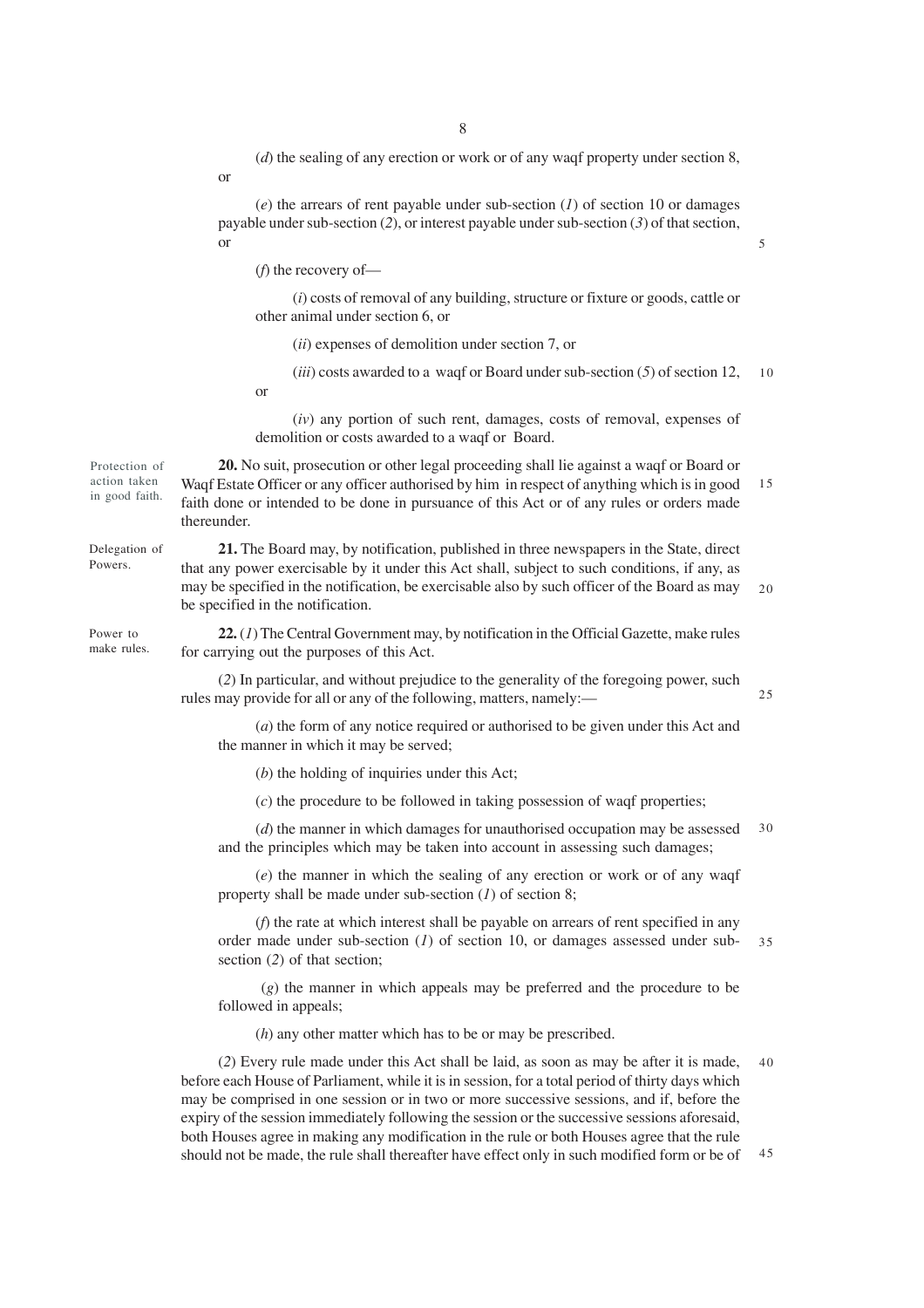(*d*) the sealing of any erection or work or of any waqf property under section 8, or

(*e*) the arrears of rent payable under sub-section (*1*) of section 10 or damages payable under sub-section (*2*), or interest payable under sub-section (*3*) of that section, or

(*f*) the recovery of—

(*i*) costs of removal of any building, structure or fixture or goods, cattle or other animal under section 6, or

(*ii*) expenses of demolition under section 7, or

(*iii*) costs awarded to a waqf or Board under sub-section (*5*) of section 12, or

(*iv*) any portion of such rent, damages, costs of removal, expenses of demolition or costs awarded to a waqf or Board.

Protection of action taken in good faith.

**20.** No suit, prosecution or other legal proceeding shall lie against a waqf or Board or Waqf Estate Officer or any officer authorised by him in respect of anything which is in good faith done or intended to be done in pursuance of this Act or of any rules or orders made thereunder.

Delegation of Powers.

**21.** The Board may, by notification, published in three newspapers in the State, direct that any power exercisable by it under this Act shall, subject to such conditions, if any, as may be specified in the notification, be exercisable also by such officer of the Board as may be specified in the notification.

Power to make rules.

**22.** (*1*) The Central Government may, by notification in the Official Gazette, make rules for carrying out the purposes of this Act.

(*2*) In particular, and without prejudice to the generality of the foregoing power, such rules may provide for all or any of the following, matters, namely:—

(*a*) the form of any notice required or authorised to be given under this Act and the manner in which it may be served;

(*b*) the holding of inquiries under this Act;

(*c*) the procedure to be followed in taking possession of waqf properties;

(*d*) the manner in which damages for unauthorised occupation may be assessed and the principles which may be taken into account in assessing such damages;

(*e*) the manner in which the sealing of any erection or work or of any waqf property shall be made under sub-section (*1*) of section 8;

(*f*) the rate at which interest shall be payable on arrears of rent specified in any order made under sub-section (*1*) of section 10, or damages assessed under sub-section (*2*) of that section;

(*g*) the manner in which appeals may be preferred and the procedure to be followed in appeals;

(*h*) any other matter which has to be or may be prescribed.

(*2*) Every rule made under this Act shall be laid, as soon as may be after it is made, before each House of Parliament, while it is in session, for a total period of thirty days which may be comprised in one session or in two or more successive sessions, and if, before the expiry of the session immediately following the session or the successive sessions aforesaid, both Houses agree in making any modification in the rule or both Houses agree that the rule should not be made, the rule shall thereafter have effect only in such modified form or be of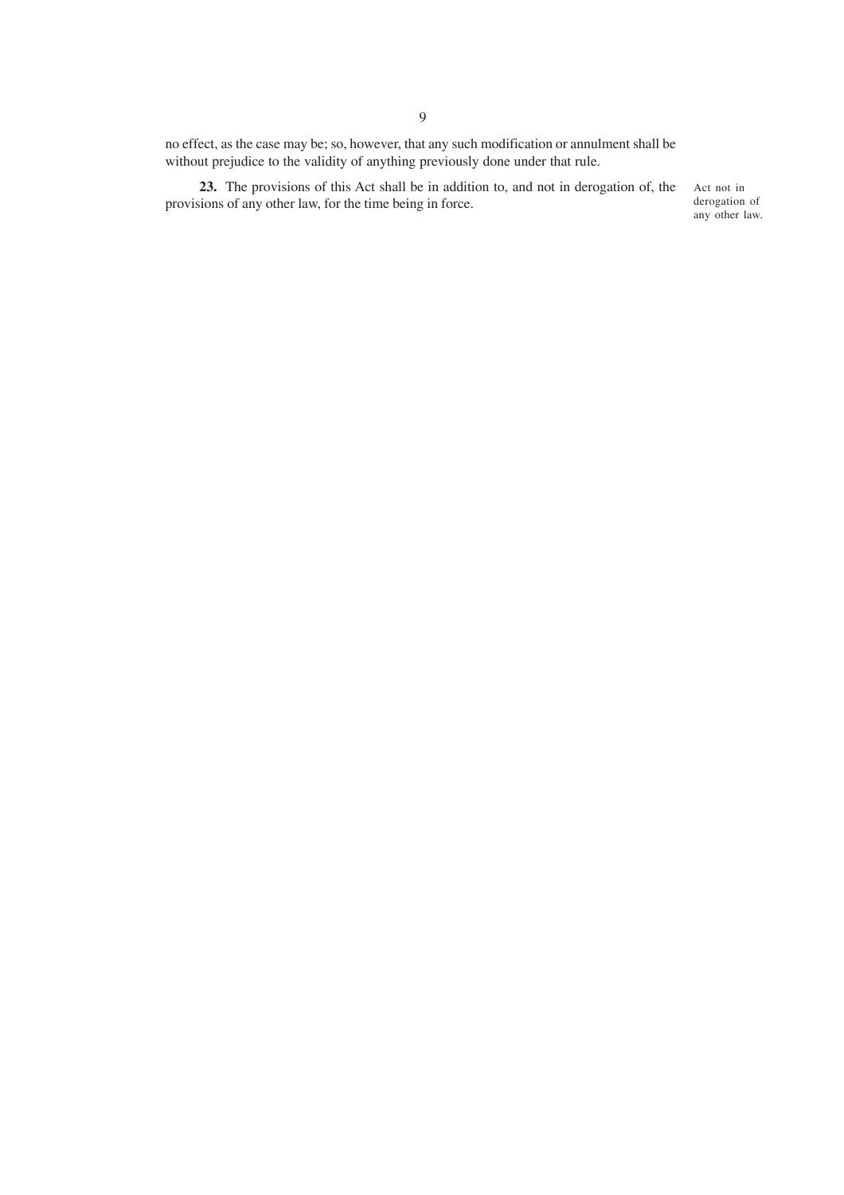no effect, as the case may be; so, however, that any such modification or annulment shall be without prejudice to the validity of anything previously done under that rule.

Act not in derogation of any other law.

**23.** The provisions of this Act shall be in addition to, and not in derogation of, the provisions of any other law, for the time being in force.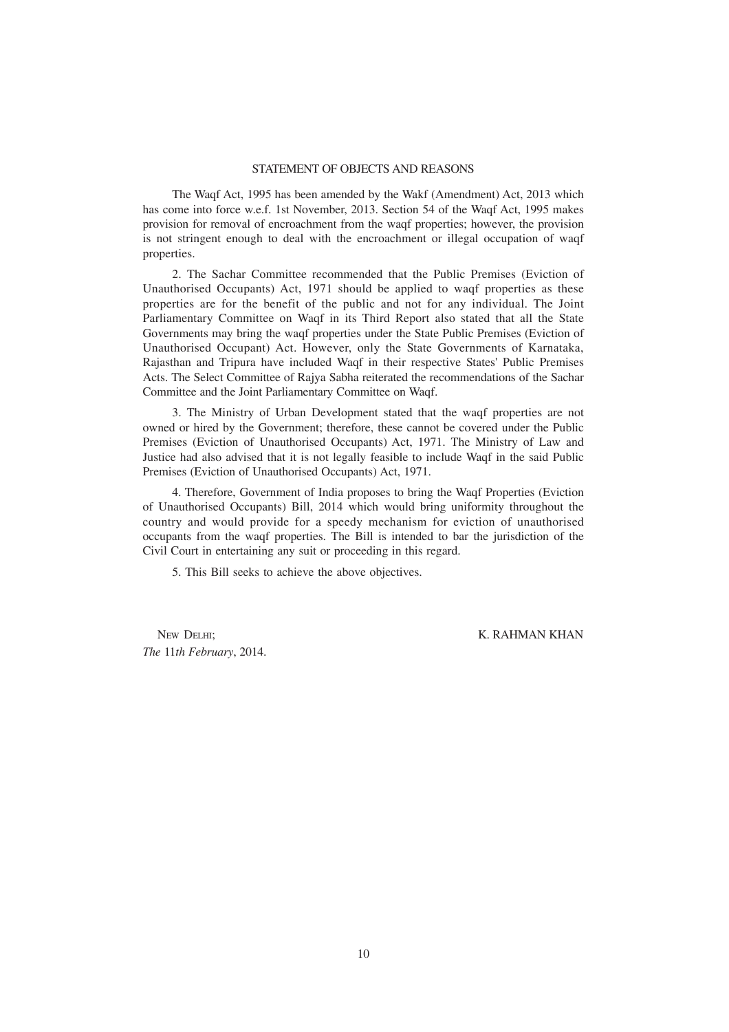## STATEMENT OF OBJECTS AND REASONS

The Waqf Act, 1995 has been amended by the Wakf (Amendment) Act, 2013 which has come into force w.e.f. 1st November, 2013. Section 54 of the Waqf Act, 1995 makes provision for removal of encroachment from the waqf properties; however, the provision is not stringent enough to deal with the encroachment or illegal occupation of waqf properties.

2. The Sachar Committee recommended that the Public Premises (Eviction of Unauthorised Occupants) Act, 1971 should be applied to waqf properties as these properties are for the benefit of the public and not for any individual. The Joint Parliamentary Committee on Waqf in its Third Report also stated that all the State Governments may bring the waqf properties under the State Public Premises (Eviction of Unauthorised Occupant) Act. However, only the State Governments of Karnataka, Rajasthan and Tripura have included Waqf in their respective States' Public Premises Acts. The Select Committee of Rajya Sabha reiterated the recommendations of the Sachar Committee and the Joint Parliamentary Committee on Waqf.

3. The Ministry of Urban Development stated that the waqf properties are not owned or hired by the Government; therefore, these cannot be covered under the Public Premises (Eviction of Unauthorised Occupants) Act, 1971. The Ministry of Law and Justice had also advised that it is not legally feasible to include Waqf in the said Public Premises (Eviction of Unauthorised Occupants) Act, 1971.

4. Therefore, Government of India proposes to bring the Waqf Properties (Eviction of Unauthorised Occupants) Bill, 2014 which would bring uniformity throughout the country and would provide for a speedy mechanism for eviction of unauthorised occupants from the waqf properties. The Bill is intended to bar the jurisdiction of the Civil Court in entertaining any suit or proceeding in this regard.

5. This Bill seeks to achieve the above objectives.

NEW DELHI;
*The* 11*th February*, 2014.

K. RAHMAN KHAN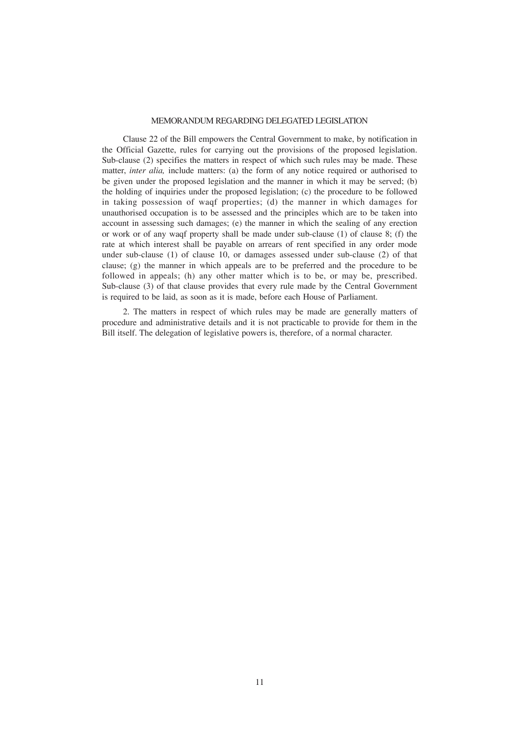## MEMORANDUM REGARDING DELEGATED LEGISLATION

Clause 22 of the Bill empowers the Central Government to make, by notification in the Official Gazette, rules for carrying out the provisions of the proposed legislation. Sub-clause (2) specifies the matters in respect of which such rules may be made. These matter, *inter alia,* include matters: (a) the form of any notice required or authorised to be given under the proposed legislation and the manner in which it may be served; (b) the holding of inquiries under the proposed legislation; (c) the procedure to be followed in taking possession of waqf properties; (d) the manner in which damages for unauthorised occupation is to be assessed and the principles which are to be taken into account in assessing such damages; (e) the manner in which the sealing of any erection or work or of any waqf property shall be made under sub-clause (1) of clause 8; (f) the rate at which interest shall be payable on arrears of rent specified in any order mode under sub-clause (1) of clause 10, or damages assessed under sub-clause (2) of that clause; (g) the manner in which appeals are to be preferred and the procedure to be followed in appeals; (h) any other matter which is to be, or may be, prescribed. Sub-clause (3) of that clause provides that every rule made by the Central Government is required to be laid, as soon as it is made, before each House of Parliament.

2. The matters in respect of which rules may be made are generally matters of procedure and administrative details and it is not practicable to provide for them in the Bill itself. The delegation of legislative powers is, therefore, of a normal character.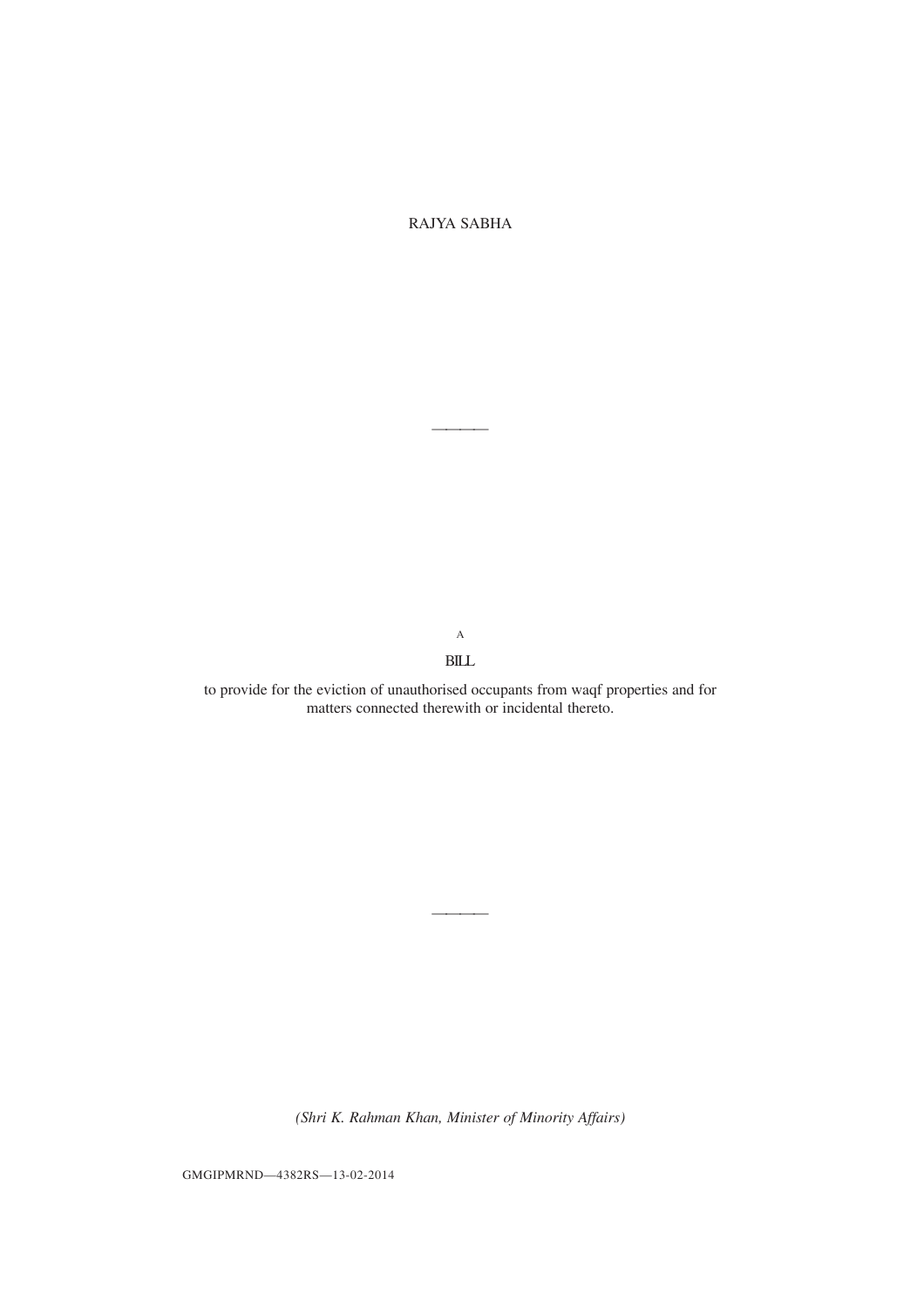RAJYA SABHA

———

A

BILL

to provide for the eviction of unauthorised occupants from waqf properties and for matters connected therewith or incidental thereto.

———

*(Shri K. Rahman Khan, Minister of Minority Affairs)*

GMGIPMRND—4382RS—13-02-2014